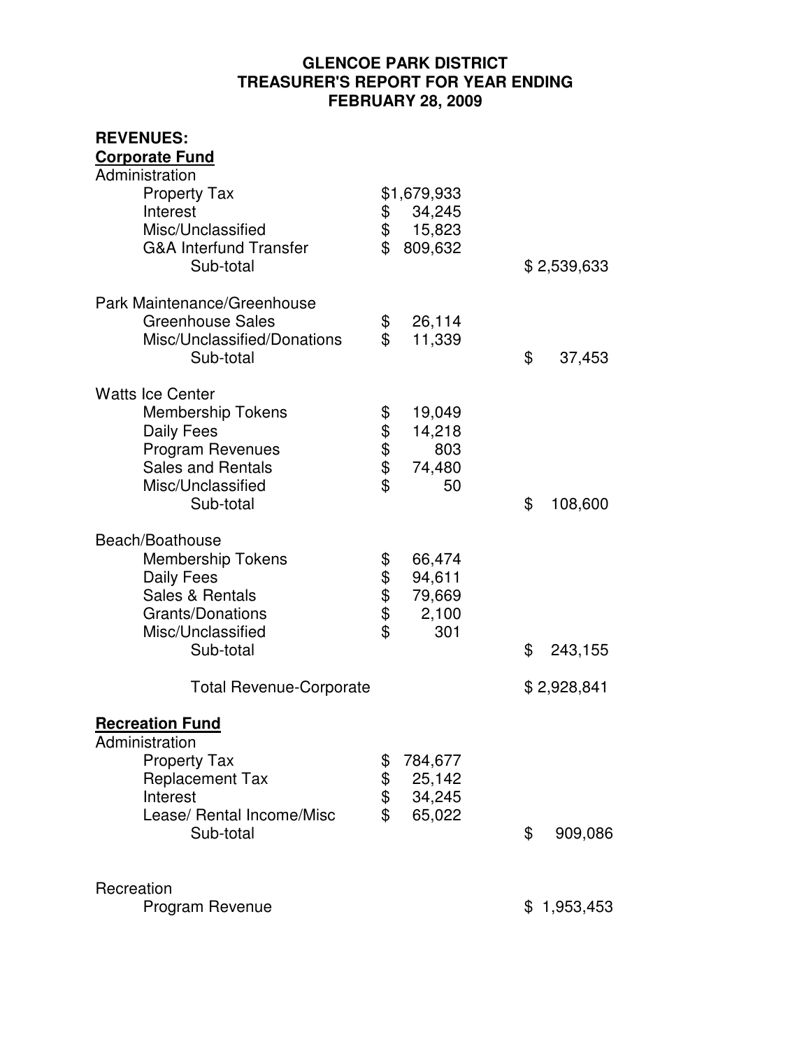**GLENCOE PARK DISTRICT**
**TREASURER'S REPORT FOR YEAR ENDING**
**FEBRUARY 28, 2009**

**REVENUES:**

**Corporate Fund**

| | | |
|---|---|---|
| **Administration** | | |
| Property Tax | $1,679,933 | |
| Interest | $ 34,245 | |
| Misc/Unclassified | $ 15,823 | |
| G&A Interfund Transfer | $ 809,632 | |
| Sub-total | | $ 2,539,633 |
| | | |
| **Park Maintenance/Greenhouse** | | |
| Greenhouse Sales | $ 26,114 | |
| Misc/Unclassified/Donations | $ 11,339 | |
| Sub-total | | $ 37,453 |
| | | |
| **Watts Ice Center** | | |
| Membership Tokens | $ 19,049 | |
| Daily Fees | $ 14,218 | |
| Program Revenues | $ 803 | |
| Sales and Rentals | $ 74,480 | |
| Misc/Unclassified | $ 50 | |
| Sub-total | | $ 108,600 |
| | | |
| **Beach/Boathouse** | | |
| Membership Tokens | $ 66,474 | |
| Daily Fees | $ 94,611 | |
| Sales & Rentals | $ 79,669 | |
| Grants/Donations | $ 2,100 | |
| Misc/Unclassified | $ 301 | |
| Sub-total | | $ 243,155 |
| | | |
| Total Revenue-Corporate | | $ 2,928,841 |

**Recreation Fund**

| | | |
|---|---|---|
| **Administration** | | |
| Property Tax | $ 784,677 | |
| Replacement Tax | $ 25,142 | |
| Interest | $ 34,245 | |
| Lease/ Rental Income/Misc | $ 65,022 | |
| Sub-total | | $ 909,086 |
| | | |
| **Recreation** | | |
| Program Revenue | | $ 1,953,453 |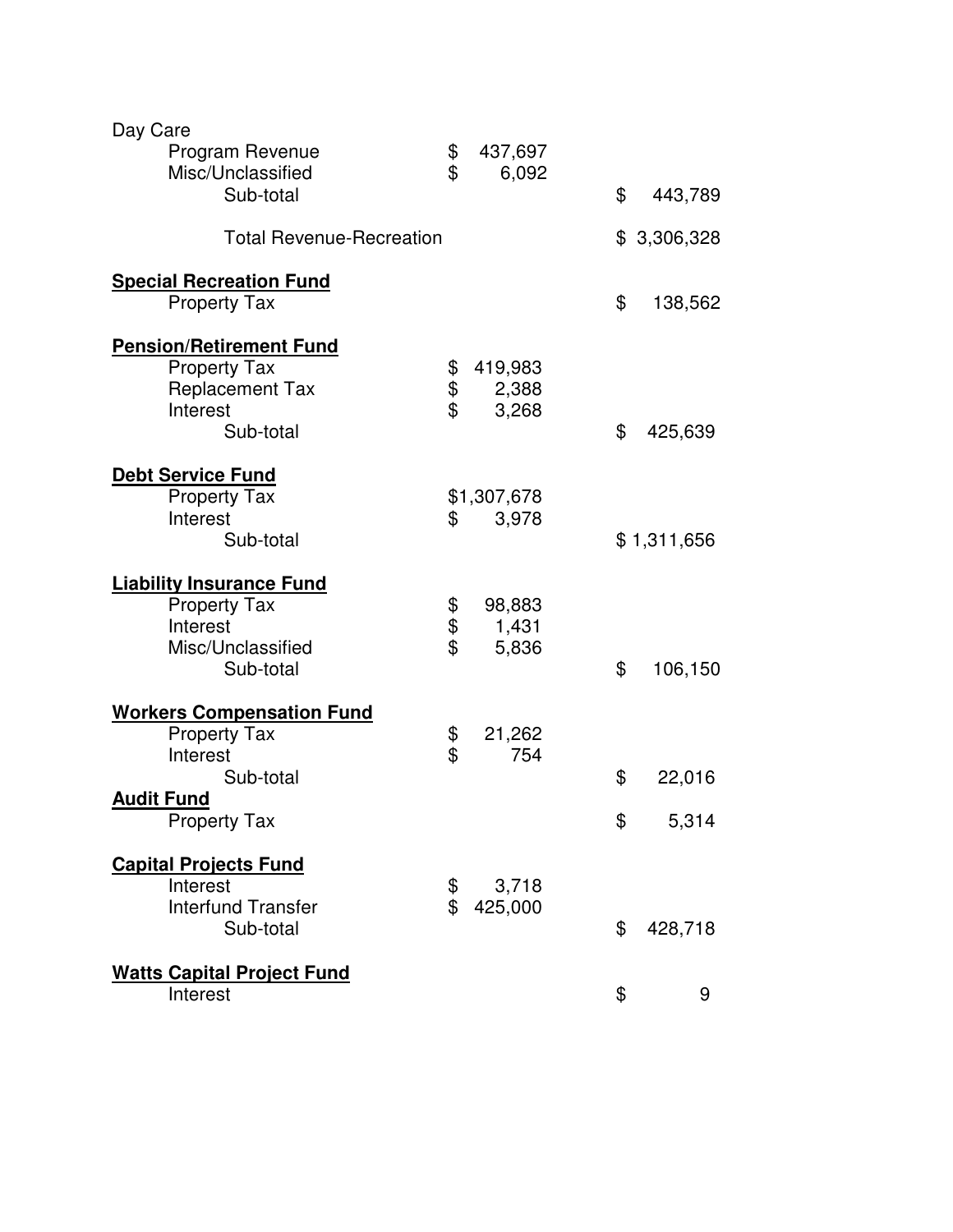| | | |
|---|---|---|
| Day Care | | |
| Program Revenue | $ 437,697 | |
| Misc/Unclassified | $ 6,092 | |
| Sub-total | | $ 443,789 |
| | | |
| Total Revenue-Recreation | | $ 3,306,328 |
| | | |
| **Special Recreation Fund** | | |
| Property Tax | | $ 138,562 |
| | | |
| **Pension/Retirement Fund** | | |
| Property Tax | $ 419,983 | |
| Replacement Tax | $ 2,388 | |
| Interest | $ 3,268 | |
| Sub-total | | $ 425,639 |
| | | |
| **Debt Service Fund** | | |
| Property Tax | $1,307,678 | |
| Interest | $ 3,978 | |
| Sub-total | | $ 1,311,656 |
| | | |
| **Liability Insurance Fund** | | |
| Property Tax | $ 98,883 | |
| Interest | $ 1,431 | |
| Misc/Unclassified | $ 5,836 | |
| Sub-total | | $ 106,150 |
| | | |
| **Workers Compensation Fund** | | |
| Property Tax | $ 21,262 | |
| Interest | $ 754 | |
| Sub-total | | $ 22,016 |
| **Audit Fund** | | |
| Property Tax | | $ 5,314 |
| | | |
| **Capital Projects Fund** | | |
| Interest | $ 3,718 | |
| Interfund Transfer | $ 425,000 | |
| Sub-total | | $ 428,718 |
| | | |
| **Watts Capital Project Fund** | | |
| Interest | | $ 9 |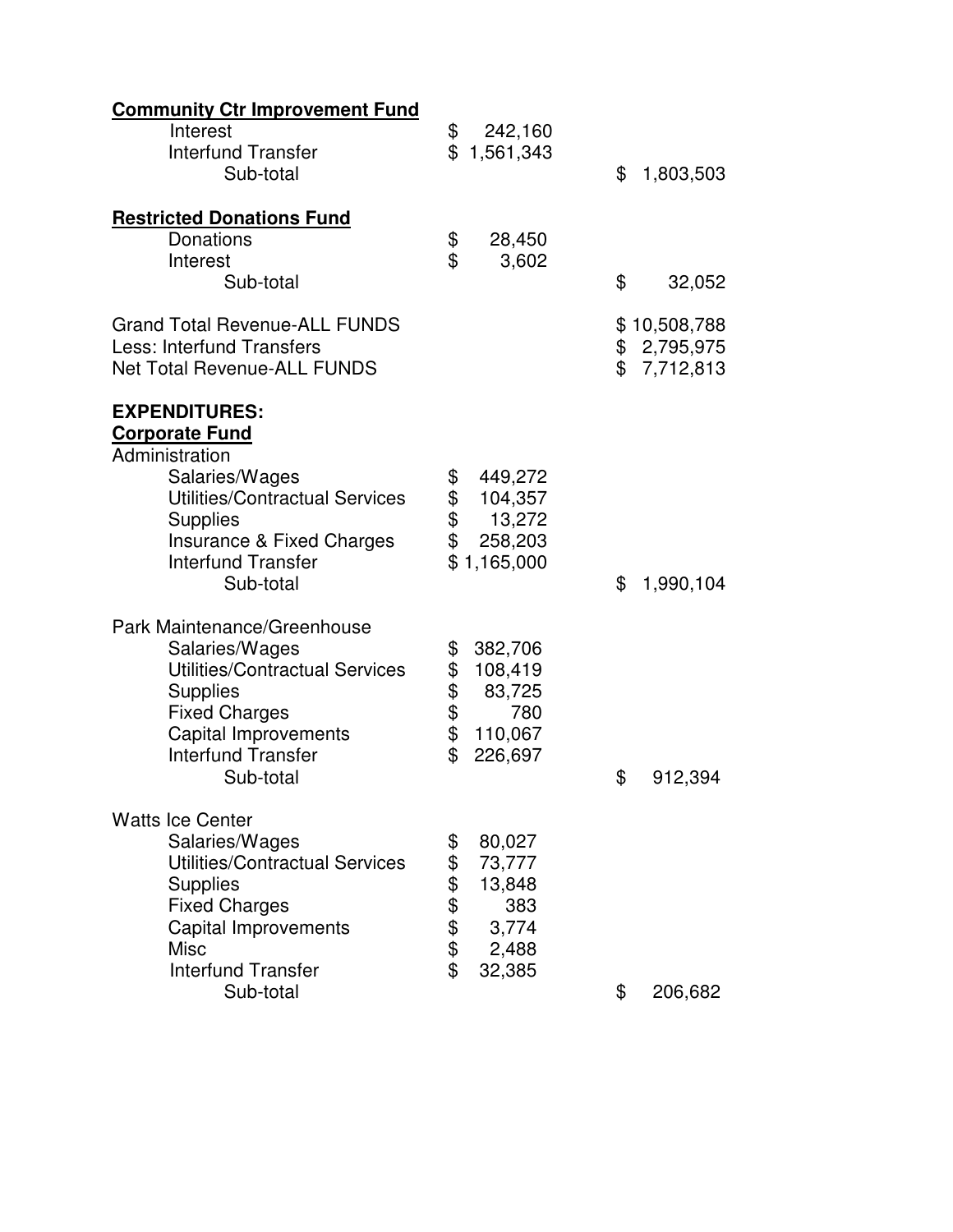**Community Ctr Improvement Fund**

| | | |
|---|---|---|
| Interest | $ 242,160 | |
| Interfund Transfer | $ 1,561,343 | |
| Sub-total | | $ 1,803,503 |

**Restricted Donations Fund**

| | | |
|---|---|---|
| Donations | $ 28,450 | |
| Interest | $ 3,602 | |
| Sub-total | | $ 32,052 |

| | |
|---|---|
| Grand Total Revenue-ALL FUNDS | $ 10,508,788 |
| Less: Interfund Transfers | $ 2,795,975 |
| Net Total Revenue-ALL FUNDS | $ 7,712,813 |

**EXPENDITURES:**

**Corporate Fund**

Administration

| | | |
|---|---|---|
| Salaries/Wages | $ 449,272 | |
| Utilities/Contractual Services | $ 104,357 | |
| Supplies | $ 13,272 | |
| Insurance & Fixed Charges | $ 258,203 | |
| Interfund Transfer | $ 1,165,000 | |
| Sub-total | | $ 1,990,104 |

Park Maintenance/Greenhouse

| | | |
|---|---|---|
| Salaries/Wages | $ 382,706 | |
| Utilities/Contractual Services | $ 108,419 | |
| Supplies | $ 83,725 | |
| Fixed Charges | $ 780 | |
| Capital Improvements | $ 110,067 | |
| Interfund Transfer | $ 226,697 | |
| Sub-total | | $ 912,394 |

Watts Ice Center

| | | |
|---|---|---|
| Salaries/Wages | $ 80,027 | |
| Utilities/Contractual Services | $ 73,777 | |
| Supplies | $ 13,848 | |
| Fixed Charges | $ 383 | |
| Capital Improvements | $ 3,774 | |
| Misc | $ 2,488 | |
| Interfund Transfer | $ 32,385 | |
| Sub-total | | $ 206,682 |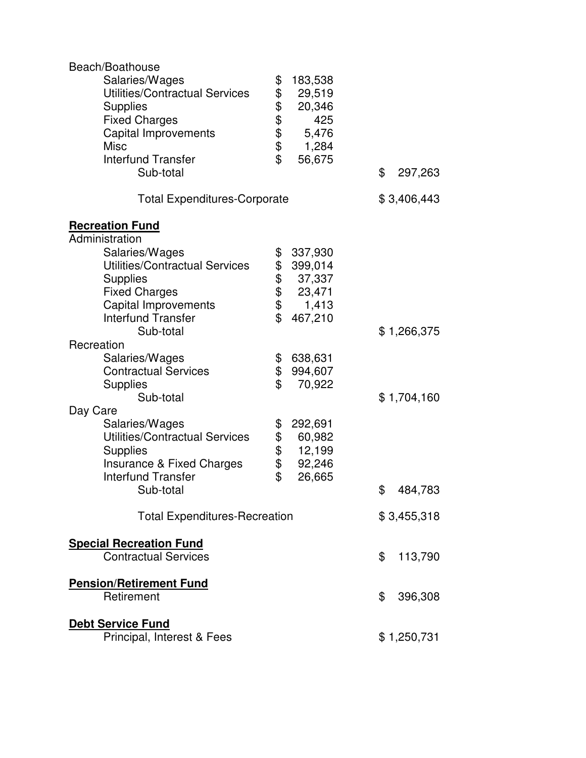Beach/Boathouse

| | | |
|---|---|---|
| Salaries/Wages | $ 183,538 | |
| Utilities/Contractual Services | $ 29,519 | |
| Supplies | $ 20,346 | |
| Fixed Charges | $ 425 | |
| Capital Improvements | $ 5,476 | |
| Misc | $ 1,284 | |
| Interfund Transfer | $ 56,675 | |
| Sub-total | | $ 297,263 |
| Total Expenditures-Corporate | | $ 3,406,443 |

**<u>Recreation Fund</u>**

Administration

| | | |
|---|---|---|
| Salaries/Wages | $ 337,930 | |
| Utilities/Contractual Services | $ 399,014 | |
| Supplies | $ 37,337 | |
| Fixed Charges | $ 23,471 | |
| Capital Improvements | $ 1,413 | |
| Interfund Transfer | $ 467,210 | |
| Sub-total | | $ 1,266,375 |

Recreation

| | | |
|---|---|---|
| Salaries/Wages | $ 638,631 | |
| Contractual Services | $ 994,607 | |
| Supplies | $ 70,922 | |
| Sub-total | | $ 1,704,160 |

Day Care

| | | |
|---|---|---|
| Salaries/Wages | $ 292,691 | |
| Utilities/Contractual Services | $ 60,982 | |
| Supplies | $ 12,199 | |
| Insurance & Fixed Charges | $ 92,246 | |
| Interfund Transfer | $ 26,665 | |
| Sub-total | | $ 484,783 |
| Total Expenditures-Recreation | | $ 3,455,318 |

**<u>Special Recreation Fund</u>**

| | |
|---|---|
| Contractual Services | $ 113,790 |

**<u>Pension/Retirement Fund</u>**

| | |
|---|---|
| Retirement | $ 396,308 |

**<u>Debt Service Fund</u>**

| | |
|---|---|
| Principal, Interest & Fees | $ 1,250,731 |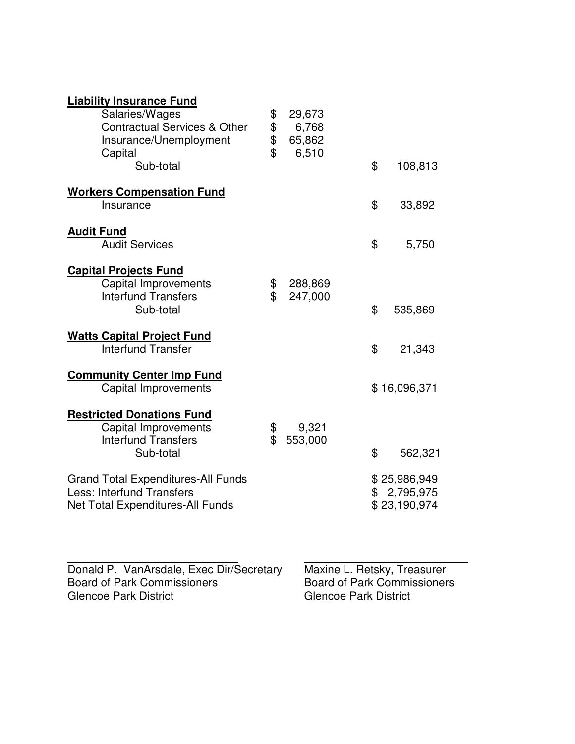| | | |
|---|---|---|
| **Liability Insurance Fund** | | |
| Salaries/Wages | $ 29,673 | |
| Contractual Services & Other | $ 6,768 | |
| Insurance/Unemployment | $ 65,862 | |
| Capital | $ 6,510 | |
| Sub-total | | $ 108,813 |
| **Workers Compensation Fund** | | |
| Insurance | | $ 33,892 |
| **Audit Fund** | | |
| Audit Services | | $ 5,750 |
| **Capital Projects Fund** | | |
| Capital Improvements | $ 288,869 | |
| Interfund Transfers | $ 247,000 | |
| Sub-total | | $ 535,869 |
| **Watts Capital Project Fund** | | |
| Interfund Transfer | | $ 21,343 |
| **Community Center Imp Fund** | | |
| Capital Improvements | | $ 16,096,371 |
| **Restricted Donations Fund** | | |
| Capital Improvements | $ 9,321 | |
| Interfund Transfers | $ 553,000 | |
| Sub-total | | $ 562,321 |
| Grand Total Expenditures-All Funds | | $ 25,986,949 |
| Less: Interfund Transfers | | $ 2,795,975 |
| Net Total Expenditures-All Funds | | $ 23,190,974 |

Donald P. VanArsdale, Exec Dir/Secretary
Board of Park Commissioners
Glencoe Park District

Maxine L. Retsky, Treasurer
Board of Park Commissioners
Glencoe Park District